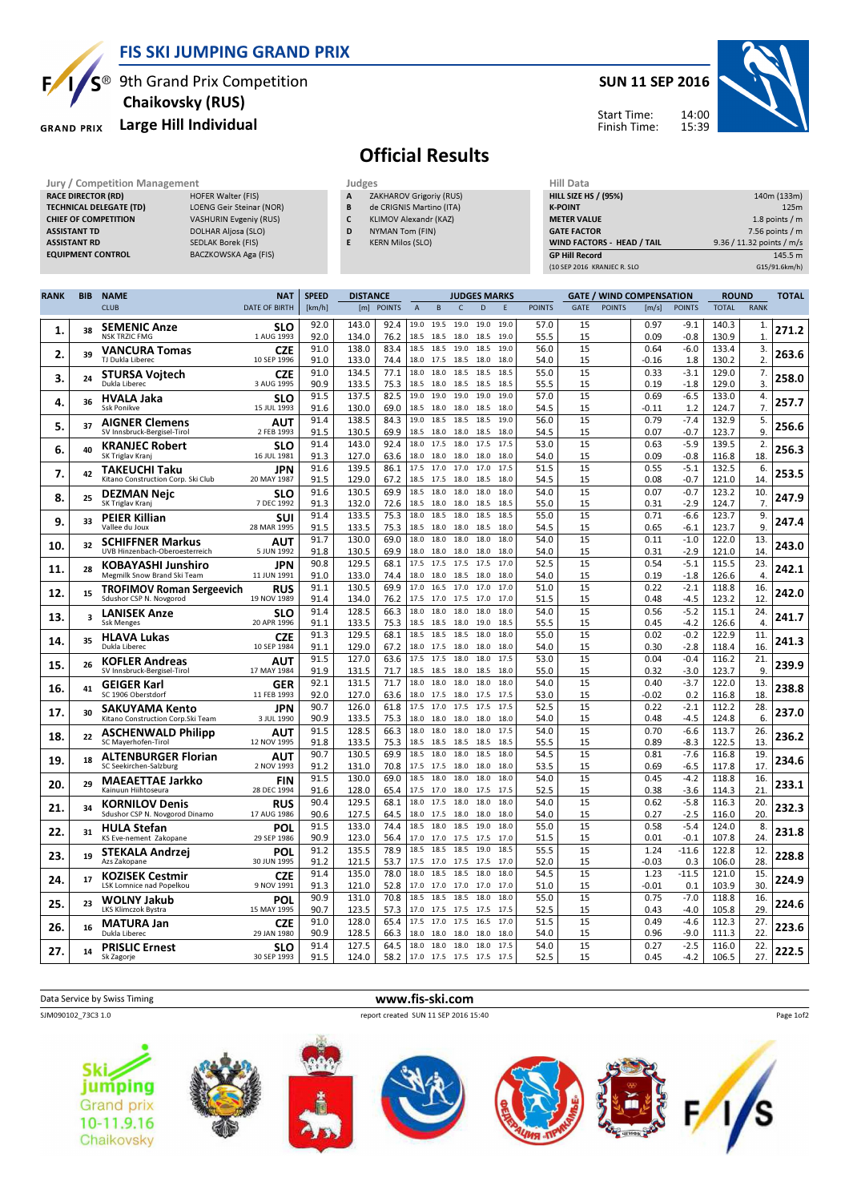# FIS SKI JUMPING GRAND PRIX

## 9th Grand Prix Competition
## Chaikovsky (RUS)
## Large Hill Individual

**SUN 11 SEP 2016**

Start Time: 14:00
Finish Time: 15:39

# Official Results

| Jury / Competition Management | |
|---|---|
| RACE DIRECTOR (RD) | HOFER Walter (FIS) |
| TECHNICAL DELEGATE (TD) | LOENG Geir Steinar (NOR) |
| CHIEF OF COMPETITION | VASHURIN Evgeniy (RUS) |
| ASSISTANT TD | DOLHAR Aljosa (SLO) |
| ASSISTANT RD | SEDLAK Borek (FIS) |
| EQUIPMENT CONTROL | BACZKOWSKA Aga (FIS) |

| Judges | |
|---|---|
| A | ZAKHAROV Grigoriy (RUS) |
| B | de CRIGNIS Martino (ITA) |
| C | KLIMOV Alexandr (KAZ) |
| D | NYMAN Tom (FIN) |
| E | KERN Milos (SLO) |

| Hill Data | |
|---|---|
| HILL SIZE HS / (95%) | 140m (133m) |
| K-POINT | 125m |
| METER VALUE | 1.8 points / m |
| GATE FACTOR | 7.56 points / m |
| WIND FACTORS - HEAD / TAIL | 9.36 / 11.32 points / m/s |
| GP Hill Record | 145.5 m |
| (10 SEP 2016 KRANJEC R. SLO | G15/91.6km/h) |

| RANK | BIB | NAME / CLUB | NAT / DATE OF BIRTH | SPEED [km/h] | DISTANCE [m] | DIST. POINTS | A | B | C | D | E | JUDGES POINTS | GATE | GATE POINTS | WIND [m/s] | WIND POINTS | ROUND TOTAL | ROUND RANK | TOTAL |
|---|---|---|---|---|---|---|---|---|---|---|---|---|---|---|---|---|---|---|---|
| 1. | 38 | SEMENIC Anze | SLO | 92.0 | 143.0 | 92.4 | 19.0 | 19.5 | 19.0 | 19.0 | 19.0 | 57.0 | 15 | | 0.97 | -9.1 | 140.3 | 1. | 271.2 |
| | | NSK TRZIC FMG | 1 AUG 1993 | 92.0 | 134.0 | 76.2 | 18.5 | 18.5 | 18.0 | 18.5 | 19.0 | 55.5 | 15 | | 0.09 | -0.8 | 130.9 | 1. | |
| 2. | 39 | VANCURA Tomas | CZE | 91.0 | 138.0 | 83.4 | 18.5 | 18.5 | 19.0 | 18.5 | 19.0 | 56.0 | 15 | | 0.64 | -6.0 | 133.4 | 3. | 263.6 |
| | | TJ Dukla Liberec | 10 SEP 1996 | 91.0 | 133.0 | 74.4 | 18.0 | 17.5 | 18.5 | 18.0 | 18.0 | 54.0 | 15 | | -0.16 | 1.8 | 130.2 | 2. | |
| 3. | 24 | STURSA Vojtech | CZE | 91.0 | 134.5 | 77.1 | 18.0 | 18.0 | 18.5 | 18.5 | 18.5 | 55.0 | 15 | | 0.33 | -3.1 | 129.0 | 7. | 258.0 |
| | | Dukla Liberec | 3 AUG 1995 | 90.9 | 133.5 | 75.3 | 18.5 | 18.0 | 18.5 | 18.5 | 18.5 | 55.5 | 15 | | 0.19 | -1.8 | 129.0 | 3. | |
| 4. | 36 | HVALA Jaka | SLO | 91.5 | 137.5 | 82.5 | 19.0 | 19.0 | 19.0 | 19.0 | 19.0 | 57.0 | 15 | | 0.69 | -6.5 | 133.0 | 4. | 257.7 |
| | | Ssk Ponikve | 15 JUL 1993 | 91.6 | 130.0 | 69.0 | 18.5 | 18.0 | 18.0 | 18.5 | 18.0 | 54.5 | 15 | | -0.11 | 1.2 | 124.7 | 7. | |
| 5. | 37 | AIGNER Clemens | AUT | 91.4 | 138.5 | 84.3 | 19.0 | 18.5 | 18.5 | 18.5 | 19.0 | 56.0 | 15 | | 0.79 | -7.4 | 132.9 | 5. | 256.6 |
| | | SV Innsbruck-Bergisel-Tirol | 2 FEB 1993 | 91.5 | 130.5 | 69.9 | 18.5 | 18.0 | 18.0 | 18.0 | 18.0 | 54.5 | 15 | | 0.07 | -0.7 | 123.7 | 9. | |
| 6. | 40 | KRANJEC Robert | SLO | 91.4 | 143.0 | 92.4 | 18.0 | 17.5 | 18.0 | 17.5 | 17.5 | 53.0 | 15 | | 0.63 | -5.9 | 139.5 | 2. | 256.3 |
| | | SK Triglav Kranj | 16 JUL 1981 | 91.3 | 127.0 | 63.6 | 18.0 | 18.0 | 18.0 | 18.0 | 18.0 | 54.0 | 15 | | 0.09 | -0.8 | 116.8 | 18. | |
| 7. | 42 | TAKEUCHI Taku | JPN | 91.6 | 139.5 | 86.1 | 17.5 | 17.0 | 17.0 | 17.0 | 17.5 | 51.5 | 15 | | 0.55 | -5.1 | 132.5 | 6. | 253.5 |
| | | Kitano Construction Corp. Ski Club | 20 MAY 1987 | 91.5 | 129.0 | 67.2 | 18.5 | 17.5 | 18.0 | 18.5 | 18.0 | 54.5 | 15 | | 0.08 | -0.7 | 121.0 | 14. | |
| 8. | 25 | DEZMAN Nejc | SLO | 91.6 | 130.5 | 69.9 | 18.5 | 18.0 | 18.0 | 18.0 | 18.0 | 54.0 | 15 | | 0.07 | -0.7 | 123.2 | 10. | 247.9 |
| | | SK Triglav Kranj | 7 DEC 1992 | 91.3 | 132.0 | 72.6 | 18.5 | 18.0 | 18.0 | 18.5 | 18.5 | 55.0 | 15 | | 0.31 | -2.9 | 124.7 | 7. | |
| 9. | 33 | PEIER Killian | SUI | 91.4 | 133.5 | 75.3 | 18.0 | 18.5 | 18.0 | 18.5 | 18.5 | 55.0 | 15 | | 0.71 | -6.6 | 123.7 | 9. | 247.4 |
| | | Vallee du Joux | 28 MAR 1995 | 91.5 | 133.5 | 75.3 | 18.5 | 18.0 | 18.0 | 18.5 | 18.0 | 54.5 | 15 | | 0.65 | -6.1 | 123.7 | 9. | |
| 10. | 32 | SCHIFFNER Markus | AUT | 91.7 | 130.0 | 69.0 | 18.0 | 18.0 | 18.0 | 18.0 | 18.0 | 54.0 | 15 | | 0.11 | -1.0 | 122.0 | 13. | 243.0 |
| | | UVB Hinzenbach-Oberoesterreich | 5 JUN 1992 | 91.8 | 130.5 | 69.9 | 18.0 | 18.0 | 18.0 | 18.0 | 18.0 | 54.0 | 15 | | 0.31 | -2.9 | 121.0 | 14. | |
| 11. | 28 | KOBAYASHI Junshiro | JPN | 90.8 | 129.5 | 68.1 | 17.5 | 17.5 | 17.5 | 17.5 | 17.0 | 52.5 | 15 | | 0.54 | -5.1 | 115.5 | 23. | 242.1 |
| | | Megmilk Snow Brand Ski Team | 11 JUN 1991 | 91.0 | 133.0 | 74.4 | 18.0 | 18.0 | 18.5 | 18.0 | 18.0 | 54.0 | 15 | | 0.19 | -1.8 | 126.6 | 4. | |
| 12. | 15 | TROFIMOV Roman Sergeevich | RUS | 91.1 | 130.5 | 69.9 | 17.0 | 16.5 | 17.0 | 17.0 | 17.0 | 51.0 | 15 | | 0.22 | -2.1 | 118.8 | 16. | 242.0 |
| | | Sdushor CSP N. Novgorod | 19 NOV 1989 | 91.4 | 134.0 | 76.2 | 17.5 | 17.0 | 17.5 | 17.0 | 17.0 | 51.5 | 15 | | 0.48 | -4.5 | 123.2 | 12. | |
| 13. | 3 | LANISEK Anze | SLO | 91.4 | 128.5 | 66.3 | 18.0 | 18.0 | 18.0 | 18.0 | 18.0 | 54.0 | 15 | | 0.56 | -5.2 | 115.1 | 24. | 241.7 |
| | | Ssk Menges | 20 APR 1996 | 91.1 | 133.5 | 75.3 | 18.5 | 18.5 | 18.0 | 19.0 | 18.5 | 55.5 | 15 | | 0.45 | -4.2 | 126.6 | 4. | |
| 14. | 35 | HLAVA Lukas | CZE | 91.3 | 129.5 | 68.1 | 18.5 | 18.5 | 18.5 | 18.0 | 18.0 | 55.0 | 15 | | 0.02 | -0.2 | 122.9 | 11. | 241.3 |
| | | Dukla Liberec | 10 SEP 1984 | 91.1 | 129.0 | 67.2 | 18.0 | 17.5 | 18.0 | 18.0 | 18.0 | 54.0 | 15 | | 0.30 | -2.8 | 118.4 | 16. | |
| 15. | 26 | KOFLER Andreas | AUT | 91.5 | 127.0 | 63.6 | 17.5 | 17.5 | 18.0 | 18.0 | 17.5 | 53.0 | 15 | | 0.04 | -0.4 | 116.2 | 21. | 239.9 |
| | | SV Innsbruck-Bergisel-Tirol | 17 MAY 1984 | 91.9 | 131.5 | 71.7 | 18.5 | 18.5 | 18.0 | 18.5 | 18.0 | 55.0 | 15 | | 0.32 | -3.0 | 123.7 | 9. | |
| 16. | 41 | GEIGER Karl | GER | 92.1 | 131.5 | 71.7 | 18.0 | 18.0 | 18.0 | 18.0 | 18.0 | 54.0 | 15 | | 0.40 | -3.7 | 122.0 | 13. | 238.8 |
| | | SC 1906 Oberstdorf | 11 FEB 1993 | 92.0 | 127.0 | 63.6 | 18.0 | 17.5 | 18.0 | 17.5 | 17.5 | 53.0 | 15 | | -0.02 | 0.2 | 116.8 | 18. | |
| 17. | 30 | SAKUYAMA Kento | JPN | 90.7 | 126.0 | 61.8 | 17.5 | 17.0 | 17.5 | 17.5 | 17.5 | 52.5 | 15 | | 0.22 | -2.1 | 112.2 | 28. | 237.0 |
| | | Kitano Construction Corp.Ski Team | 3 JUL 1990 | 90.9 | 133.5 | 75.3 | 18.0 | 18.0 | 18.0 | 18.0 | 18.0 | 54.0 | 15 | | 0.48 | -4.5 | 124.8 | 6. | |
| 18. | 22 | ASCHENWALD Philipp | AUT | 91.5 | 128.5 | 66.3 | 18.0 | 18.0 | 18.0 | 18.0 | 17.5 | 54.0 | 15 | | 0.70 | -6.6 | 113.7 | 26. | 236.2 |
| | | SC Mayerhofen-Tirol | 12 NOV 1995 | 91.8 | 133.5 | 75.3 | 18.5 | 18.5 | 18.5 | 18.5 | 18.5 | 55.5 | 15 | | 0.89 | -8.3 | 122.5 | 13. | |
| 19. | 18 | ALTENBURGER Florian | AUT | 90.7 | 130.5 | 69.9 | 18.5 | 18.0 | 18.0 | 18.5 | 18.0 | 54.5 | 15 | | 0.81 | -7.6 | 116.8 | 19. | 234.6 |
| | | SC Seekirchen-Salzburg | 2 NOV 1993 | 91.2 | 131.0 | 70.8 | 17.5 | 17.5 | 18.0 | 18.0 | 18.0 | 53.5 | 15 | | 0.69 | -6.5 | 117.8 | 17. | |
| 20. | 29 | MAEAETTAE Jarkko | FIN | 91.5 | 130.0 | 69.0 | 18.5 | 18.0 | 18.0 | 18.0 | 18.0 | 54.0 | 15 | | 0.45 | -4.2 | 118.8 | 16. | 233.1 |
| | | Kainuun Hiihtoseura | 28 DEC 1994 | 91.6 | 128.0 | 65.4 | 17.5 | 17.0 | 18.0 | 17.5 | 17.5 | 52.5 | 15 | | 0.38 | -3.6 | 114.3 | 21. | |
| 21. | 34 | KORNILOV Denis | RUS | 90.4 | 129.5 | 68.1 | 18.0 | 17.5 | 18.0 | 18.0 | 18.0 | 54.0 | 15 | | 0.62 | -5.8 | 116.3 | 20. | 232.3 |
| | | Sdushor CSP N. Novgorod Dinamo | 17 AUG 1986 | 90.6 | 127.5 | 64.5 | 18.0 | 17.5 | 18.0 | 18.0 | 18.0 | 54.0 | 15 | | 0.27 | -2.5 | 116.0 | 20. | |
| 22. | 31 | HULA Stefan | POL | 91.5 | 133.0 | 74.4 | 18.5 | 18.0 | 18.5 | 19.0 | 18.0 | 55.0 | 15 | | 0.58 | -5.4 | 124.0 | 8. | 231.8 |
| | | KS Eve-nement Zakopane | 29 SEP 1986 | 90.9 | 123.0 | 56.4 | 17.0 | 17.0 | 17.5 | 17.5 | 17.0 | 51.5 | 15 | | 0.01 | -0.1 | 107.8 | 24. | |
| 23. | 19 | STEKALA Andrzej | POL | 91.2 | 135.5 | 78.9 | 18.5 | 18.5 | 18.5 | 19.0 | 18.5 | 55.5 | 15 | | 1.24 | -11.6 | 122.8 | 12. | 228.8 |
| | | Azs Zakopane | 30 JUN 1995 | 91.2 | 121.5 | 53.7 | 17.5 | 17.0 | 17.5 | 17.5 | 17.0 | 52.0 | 15 | | -0.03 | 0.3 | 106.0 | 28. | |
| 24. | 17 | KOZISEK Cestmir | CZE | 91.4 | 135.0 | 78.0 | 18.0 | 18.5 | 18.5 | 18.0 | 18.0 | 54.5 | 15 | | 1.23 | -11.5 | 121.0 | 15. | 224.9 |
| | | LSK Lomnice nad Popelkou | 9 NOV 1991 | 91.3 | 121.0 | 52.8 | 17.0 | 17.0 | 17.0 | 17.0 | 17.0 | 51.0 | 15 | | -0.01 | 0.1 | 103.9 | 30. | |
| 25. | 23 | WOLNY Jakub | POL | 90.9 | 131.0 | 70.8 | 18.5 | 18.5 | 18.5 | 18.0 | 18.0 | 55.0 | 15 | | 0.75 | -7.0 | 118.8 | 16. | 224.6 |
| | | LKS Klimczok Bystra | 15 MAY 1995 | 90.7 | 123.5 | 57.3 | 17.0 | 17.5 | 17.5 | 17.5 | 17.5 | 52.5 | 15 | | 0.43 | -4.0 | 105.8 | 29. | |
| 26. | 16 | MATURA Jan | CZE | 91.0 | 128.0 | 65.4 | 17.5 | 17.0 | 17.5 | 16.5 | 17.0 | 51.5 | 15 | | 0.49 | -4.6 | 112.3 | 27. | 223.6 |
| | | Dukla Liberec | 29 JAN 1980 | 90.9 | 128.5 | 66.3 | 18.0 | 18.0 | 18.0 | 18.0 | 18.0 | 54.0 | 15 | | 0.96 | -9.0 | 111.3 | 22. | |
| 27. | 14 | PRISLIC Ernest | SLO | 91.4 | 127.5 | 64.5 | 18.0 | 18.0 | 18.0 | 18.0 | 17.5 | 54.0 | 15 | | 0.27 | -2.5 | 116.0 | 22. | 222.5 |
| | | Sk Zagorje | 30 SEP 1993 | 91.5 | 124.0 | 58.2 | 17.0 | 17.5 | 17.5 | 17.5 | 17.5 | 52.5 | 15 | | 0.45 | -4.2 | 106.5 | 27. | |

Data Service by Swiss Timing — www.fis-ski.com

SJM090102_73C3 1.0 — report created SUN 11 SEP 2016 15:40

Ski jumping Grand prix 10-11.9.16 Chaikovsky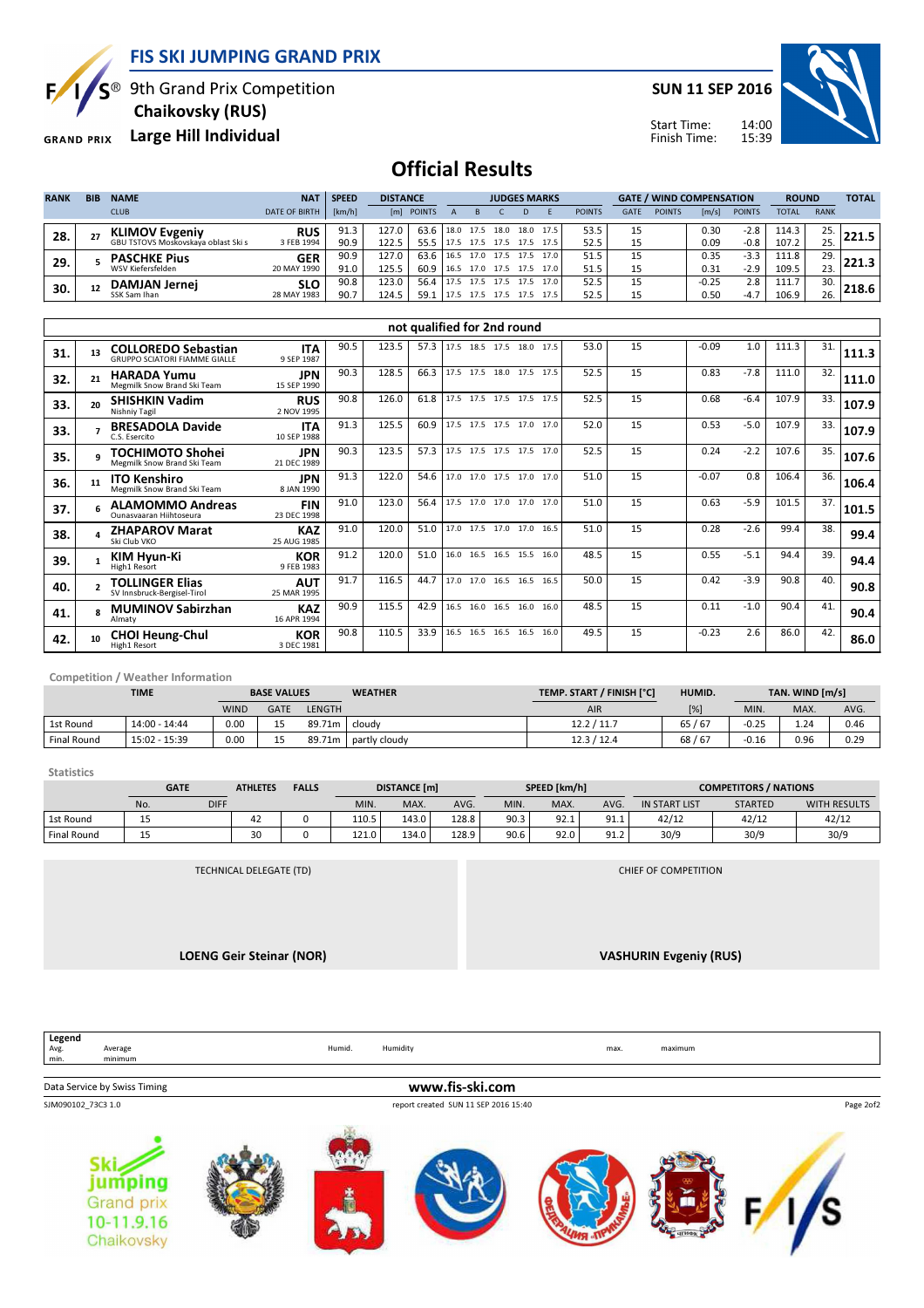# FIS SKI JUMPING GRAND PRIX

9th Grand Prix Competition
**Chaikovsky (RUS)**
**Large Hill Individual**

**SUN 11 SEP 2016**

Start Time: 14:00
Finish Time: 15:39

## Official Results

| RANK | BIB | NAME / CLUB | NAT / DATE OF BIRTH | SPEED [km/h] | DISTANCE [m] | DISTANCE POINTS | A | B | C | D | E | JUDGES POINTS | GATE | GATE POINTS | WIND [m/s] | WIND POINTS | ROUND TOTAL | ROUND RANK | TOTAL |
|---|---|---|---|---|---|---|---|---|---|---|---|---|---|---|---|---|---|---|---|
| 28. | 27 | **KLIMOV Evgeniy** GBU TSTOVS Moskovskaya oblast Ski s | **RUS** 3 FEB 1994 | 91.3 | 127.0 | 63.6 | 18.0 | 17.5 | 18.0 | 18.0 | 17.5 | 53.5 | 15 | | 0.30 | -2.8 | 114.3 | 25. | 221.5 |
| | | | | 90.9 | 122.5 | 55.5 | 17.5 | 17.5 | 17.5 | 17.5 | 17.5 | 52.5 | 15 | | 0.09 | -0.8 | 107.2 | 25. | |
| 29. | 5 | **PASCHKE Pius** WSV Kiefersfelden | **GER** 20 MAY 1990 | 90.9 | 127.0 | 63.6 | 16.5 | 17.0 | 17.5 | 17.5 | 17.0 | 51.5 | 15 | | 0.35 | -3.3 | 111.8 | 29. | 221.3 |
| | | | | 91.0 | 125.5 | 60.9 | 16.5 | 17.0 | 17.5 | 17.5 | 17.0 | 51.5 | 15 | | 0.31 | -2.9 | 109.5 | 23. | |
| 30. | 12 | **DAMJAN Jernej** SSK Sam Ihan | **SLO** 28 MAY 1983 | 90.8 | 123.0 | 56.4 | 17.5 | 17.5 | 17.5 | 17.5 | 17.0 | 52.5 | 15 | | -0.25 | 2.8 | 111.7 | 30. | 218.6 |
| | | | | 90.7 | 124.5 | 59.1 | 17.5 | 17.5 | 17.5 | 17.5 | 17.5 | 52.5 | 15 | | 0.50 | -4.7 | 106.9 | 26. | |

### not qualified for 2nd round

| RANK | BIB | NAME / CLUB | NAT / DATE OF BIRTH | SPEED [km/h] | DISTANCE [m] | DISTANCE POINTS | A | B | C | D | E | JUDGES POINTS | GATE | GATE POINTS | WIND [m/s] | WIND POINTS | ROUND TOTAL | ROUND RANK | TOTAL |
|---|---|---|---|---|---|---|---|---|---|---|---|---|---|---|---|---|---|---|---|
| 31. | 13 | **COLLOREDO Sebastian** GRUPPO SCIATORI FIAMME GIALLE | **ITA** 9 SEP 1987 | 90.5 | 123.5 | 57.3 | 17.5 | 18.5 | 17.5 | 18.0 | 17.5 | 53.0 | 15 | | -0.09 | 1.0 | 111.3 | 31. | 111.3 |
| 32. | 21 | **HARADA Yumu** Megmilk Snow Brand Ski Team | **JPN** 15 SEP 1990 | 90.3 | 128.5 | 66.3 | 17.5 | 17.5 | 18.0 | 17.5 | 17.5 | 52.5 | 15 | | 0.83 | -7.8 | 111.0 | 32. | 111.0 |
| 33. | 20 | **SHISHKIN Vadim** Nishniy Tagil | **RUS** 2 NOV 1995 | 90.8 | 126.0 | 61.8 | 17.5 | 17.5 | 17.5 | 17.5 | 17.5 | 52.5 | 15 | | 0.68 | -6.4 | 107.9 | 33. | 107.9 |
| 33. | 7 | **BRESADOLA Davide** C.S. Esercito | **ITA** 10 SEP 1988 | 91.3 | 125.5 | 60.9 | 17.5 | 17.5 | 17.5 | 17.0 | 17.0 | 52.0 | 15 | | 0.53 | -5.0 | 107.9 | 33. | 107.9 |
| 35. | 9 | **TOCHIMOTO Shohei** Megmilk Snow Brand Ski Team | **JPN** 21 DEC 1989 | 90.3 | 123.5 | 57.3 | 17.5 | 17.5 | 17.5 | 17.5 | 17.0 | 52.5 | 15 | | 0.24 | -2.2 | 107.6 | 35. | 107.6 |
| 36. | 11 | **ITO Kenshiro** Megmilk Snow Brand Ski Team | **JPN** 8 JAN 1990 | 91.3 | 122.0 | 54.6 | 17.0 | 17.0 | 17.5 | 17.0 | 17.0 | 51.0 | 15 | | -0.07 | 0.8 | 106.4 | 36. | 106.4 |
| 37. | 6 | **ALAMOMMO Andreas** Ounasvaaran Hiihtoseura | **FIN** 23 DEC 1998 | 91.0 | 123.0 | 56.4 | 17.5 | 17.0 | 17.0 | 17.0 | 17.0 | 51.0 | 15 | | 0.63 | -5.9 | 101.5 | 37. | 101.5 |
| 38. | 4 | **ZHAPAROV Marat** Ski Club VKO | **KAZ** 25 AUG 1985 | 91.0 | 120.0 | 51.0 | 17.0 | 17.5 | 17.0 | 17.0 | 16.5 | 51.0 | 15 | | 0.28 | -2.6 | 99.4 | 38. | 99.4 |
| 39. | 1 | **KIM Hyun-Ki** High1 Resort | **KOR** 9 FEB 1983 | 91.2 | 120.0 | 51.0 | 16.0 | 16.5 | 16.5 | 15.5 | 16.0 | 48.5 | 15 | | 0.55 | -5.1 | 94.4 | 39. | 94.4 |
| 40. | 2 | **TOLLINGER Elias** SV Innsbruck-Bergisel-Tirol | **AUT** 25 MAR 1995 | 91.7 | 116.5 | 44.7 | 17.0 | 17.0 | 16.5 | 16.5 | 16.5 | 50.0 | 15 | | 0.42 | -3.9 | 90.8 | 40. | 90.8 |
| 41. | 8 | **MUMINOV Sabirzhan** Almaty | **KAZ** 16 APR 1994 | 90.9 | 115.5 | 42.9 | 16.5 | 16.0 | 16.5 | 16.0 | 16.0 | 48.5 | 15 | | 0.11 | -1.0 | 90.4 | 41. | 90.4 |
| 42. | 10 | **CHOI Heung-Chul** High1 Resort | **KOR** 3 DEC 1981 | 90.8 | 110.5 | 33.9 | 16.5 | 16.5 | 16.5 | 16.5 | 16.0 | 49.5 | 15 | | -0.23 | 2.6 | 86.0 | 42. | 86.0 |

### Competition / Weather Information

| | TIME | BASE VALUES WIND | BASE VALUES GATE | BASE VALUES LENGTH | WEATHER | TEMP. START / FINISH [°C] AIR | HUMID. [%] | TAN. WIND [m/s] MIN. | MAX. | AVG. |
|---|---|---|---|---|---|---|---|---|---|---|
| 1st Round | 14:00 - 14:44 | 0.00 | 15 | 89.71m | cloudy | 12.2 / 11.7 | 65 / 67 | -0.25 | 1.24 | 0.46 |
| Final Round | 15:02 - 15:39 | 0.00 | 15 | 89.71m | partly cloudy | 12.3 / 12.4 | 68 / 67 | -0.16 | 0.96 | 0.29 |

### Statistics

| | GATE No. | GATE DIFF | ATHLETES | FALLS | DISTANCE [m] MIN. | MAX. | AVG. | SPEED [km/h] MIN. | MAX. | AVG. | IN START LIST | STARTED | WITH RESULTS |
|---|---|---|---|---|---|---|---|---|---|---|---|---|---|
| 1st Round | 15 | | 42 | 0 | 110.5 | 143.0 | 128.8 | 90.3 | 92.1 | 91.1 | 42/12 | 42/12 | 42/12 |
| Final Round | 15 | | 30 | 0 | 121.0 | 134.0 | 128.9 | 90.6 | 92.0 | 91.2 | 30/9 | 30/9 | 30/9 |

TECHNICAL DELEGATE (TD): **LOENG Geir Steinar (NOR)**

CHIEF OF COMPETITION: **VASHURIN Evgeniy (RUS)**

**Legend**
Avg. Average
min. minimum
Humid. Humidity
max. maximum

Data Service by Swiss Timing — www.fis-ski.com

SJM090102_73C3 1.0 — report created SUN 11 SEP 2016 15:40

Ski jumping Grand prix 10-11.9.16 Chaikovsky